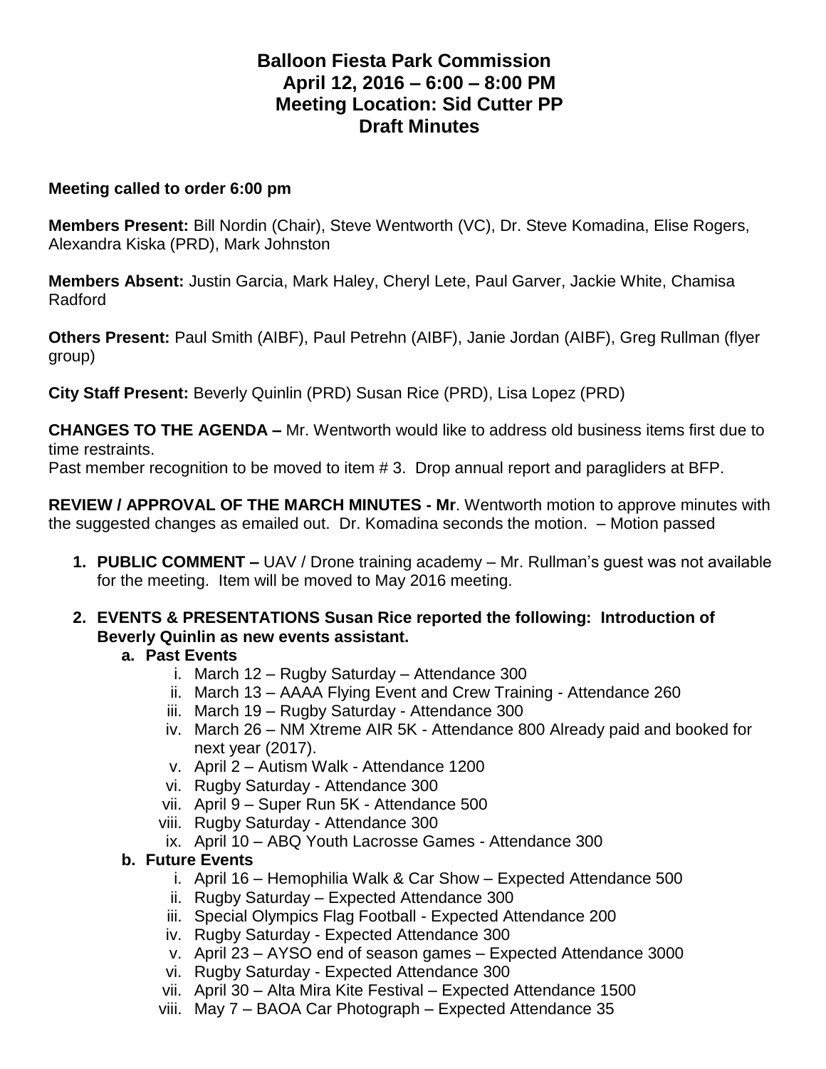# Balloon Fiesta Park Commission
## April 12, 2016 – 6:00 – 8:00 PM
## Meeting Location: Sid Cutter PP
## Draft Minutes

**Meeting called to order 6:00 pm**

**Members Present:** Bill Nordin (Chair), Steve Wentworth (VC), Dr. Steve Komadina, Elise Rogers, Alexandra Kiska (PRD), Mark Johnston

**Members Absent:** Justin Garcia, Mark Haley, Cheryl Lete, Paul Garver, Jackie White, Chamisa Radford

**Others Present:** Paul Smith (AIBF), Paul Petrehn (AIBF), Janie Jordan (AIBF), Greg Rullman (flyer group)

**City Staff Present:** Beverly Quinlin (PRD) Susan Rice (PRD), Lisa Lopez (PRD)

**CHANGES TO THE AGENDA –** Mr. Wentworth would like to address old business items first due to time restraints.
Past member recognition to be moved to item # 3. Drop annual report and paragliders at BFP.

**REVIEW / APPROVAL OF THE MARCH MINUTES - Mr**. Wentworth motion to approve minutes with the suggested changes as emailed out. Dr. Komadina seconds the motion. – Motion passed

1. **PUBLIC COMMENT –** UAV / Drone training academy – Mr. Rullman's guest was not available for the meeting. Item will be moved to May 2016 meeting.

2. **EVENTS & PRESENTATIONS Susan Rice reported the following: Introduction of Beverly Quinlin as new events assistant.**
   a. **Past Events**
      i. March 12 – Rugby Saturday – Attendance 300
      ii. March 13 – AAAA Flying Event and Crew Training - Attendance 260
      iii. March 19 – Rugby Saturday - Attendance 300
      iv. March 26 – NM Xtreme AIR 5K - Attendance 800 Already paid and booked for next year (2017).
      v. April 2 – Autism Walk - Attendance 1200
      vi. Rugby Saturday - Attendance 300
      vii. April 9 – Super Run 5K - Attendance 500
      viii. Rugby Saturday - Attendance 300
      ix. April 10 – ABQ Youth Lacrosse Games - Attendance 300

   b. **Future Events**
      i. April 16 – Hemophilia Walk & Car Show – Expected Attendance 500
      ii. Rugby Saturday – Expected Attendance 300
      iii. Special Olympics Flag Football - Expected Attendance 200
      iv. Rugby Saturday - Expected Attendance 300
      v. April 23 – AYSO end of season games – Expected Attendance 3000
      vi. Rugby Saturday - Expected Attendance 300
      vii. April 30 – Alta Mira Kite Festival – Expected Attendance 1500
      viii. May 7 – BAOA Car Photograph – Expected Attendance 35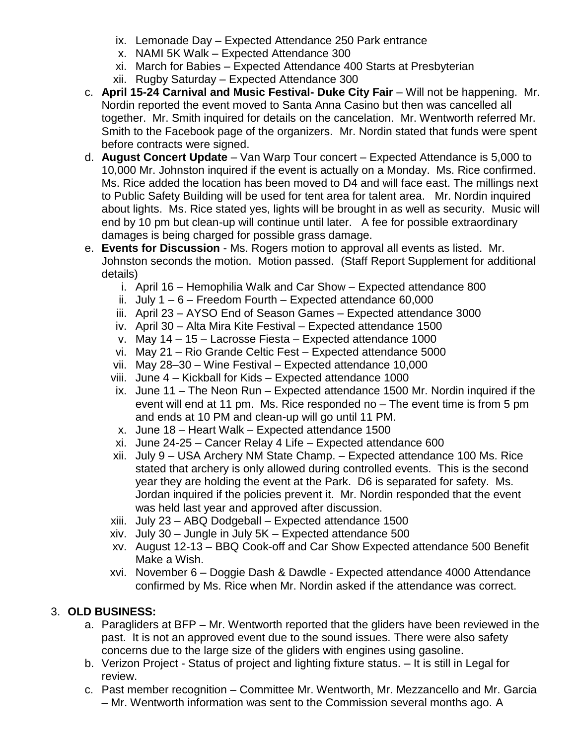ix. Lemonade Day – Expected Attendance 250 Park entrance
x. NAMI 5K Walk – Expected Attendance 300
xi. March for Babies – Expected Attendance 400 Starts at Presbyterian
xii. Rugby Saturday – Expected Attendance 300

c. **April 15-24 Carnival and Music Festival- Duke City Fair** – Will not be happening. Mr. Nordin reported the event moved to Santa Anna Casino but then was cancelled all together. Mr. Smith inquired for details on the cancelation. Mr. Wentworth referred Mr. Smith to the Facebook page of the organizers. Mr. Nordin stated that funds were spent before contracts were signed.

d. **August Concert Update** – Van Warp Tour concert – Expected Attendance is 5,000 to 10,000 Mr. Johnston inquired if the event is actually on a Monday. Ms. Rice confirmed. Ms. Rice added the location has been moved to D4 and will face east. The millings next to Public Safety Building will be used for tent area for talent area. Mr. Nordin inquired about lights. Ms. Rice stated yes, lights will be brought in as well as security. Music will end by 10 pm but clean-up will continue until later. A fee for possible extraordinary damages is being charged for possible grass damage.

e. **Events for Discussion** - Ms. Rogers motion to approval all events as listed. Mr. Johnston seconds the motion. Motion passed. (Staff Report Supplement for additional details)
   i. April 16 – Hemophilia Walk and Car Show – Expected attendance 800
   ii. July 1 – 6 – Freedom Fourth – Expected attendance 60,000
   iii. April 23 – AYSO End of Season Games – Expected attendance 3000
   iv. April 30 – Alta Mira Kite Festival – Expected attendance 1500
   v. May 14 – 15 – Lacrosse Fiesta – Expected attendance 1000
   vi. May 21 – Rio Grande Celtic Fest – Expected attendance 5000
   vii. May 28–30 – Wine Festival – Expected attendance 10,000
   viii. June 4 – Kickball for Kids – Expected attendance 1000
   ix. June 11 – The Neon Run – Expected attendance 1500 Mr. Nordin inquired if the event will end at 11 pm. Ms. Rice responded no – The event time is from 5 pm and ends at 10 PM and clean-up will go until 11 PM.
   x. June 18 – Heart Walk – Expected attendance 1500
   xi. June 24-25 – Cancer Relay 4 Life – Expected attendance 600
   xii. July 9 – USA Archery NM State Champ. – Expected attendance 100 Ms. Rice stated that archery is only allowed during controlled events. This is the second year they are holding the event at the Park. D6 is separated for safety. Ms. Jordan inquired if the policies prevent it. Mr. Nordin responded that the event was held last year and approved after discussion.
   xiii. July 23 – ABQ Dodgeball – Expected attendance 1500
   xiv. July 30 – Jungle in July 5K – Expected attendance 500
   xv. August 12-13 – BBQ Cook-off and Car Show Expected attendance 500 Benefit Make a Wish.
   xvi. November 6 – Doggie Dash & Dawdle - Expected attendance 4000 Attendance confirmed by Ms. Rice when Mr. Nordin asked if the attendance was correct.

3. **OLD BUSINESS:**

a. Paragliders at BFP – Mr. Wentworth reported that the gliders have been reviewed in the past. It is not an approved event due to the sound issues. There were also safety concerns due to the large size of the gliders with engines using gasoline.

b. Verizon Project - Status of project and lighting fixture status. – It is still in Legal for review.

c. Past member recognition – Committee Mr. Wentworth, Mr. Mezzancello and Mr. Garcia – Mr. Wentworth information was sent to the Commission several months ago. A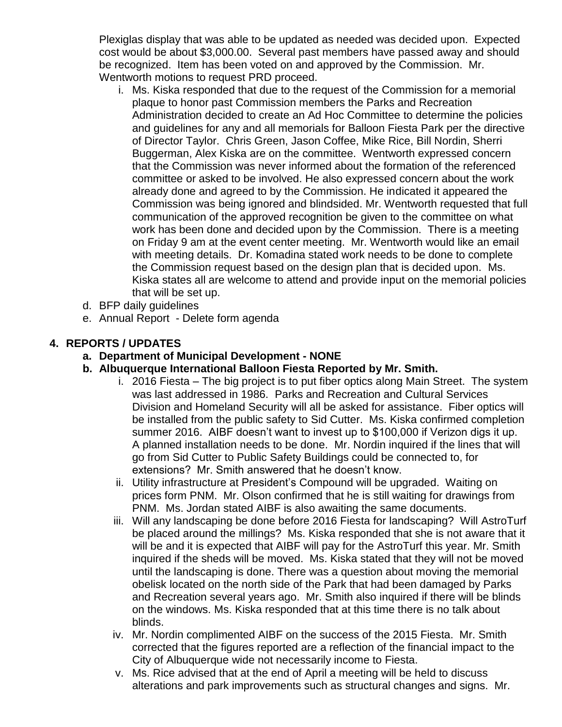Plexiglas display that was able to be updated as needed was decided upon. Expected cost would be about $3,000.00. Several past members have passed away and should be recognized. Item has been voted on and approved by the Commission. Mr. Wentworth motions to request PRD proceed.

   i. Ms. Kiska responded that due to the request of the Commission for a memorial plaque to honor past Commission members the Parks and Recreation Administration decided to create an Ad Hoc Committee to determine the policies and guidelines for any and all memorials for Balloon Fiesta Park per the directive of Director Taylor. Chris Green, Jason Coffee, Mike Rice, Bill Nordin, Sherri Buggerman, Alex Kiska are on the committee. Wentworth expressed concern that the Commission was never informed about the formation of the referenced committee or asked to be involved. He also expressed concern about the work already done and agreed to by the Commission. He indicated it appeared the Commission was being ignored and blindsided. Mr. Wentworth requested that full communication of the approved recognition be given to the committee on what work has been done and decided upon by the Commission. There is a meeting on Friday 9 am at the event center meeting. Mr. Wentworth would like an email with meeting details. Dr. Komadina stated work needs to be done to complete the Commission request based on the design plan that is decided upon. Ms. Kiska states all are welcome to attend and provide input on the memorial policies that will be set up.

d. BFP daily guidelines
e. Annual Report - Delete form agenda

## 4. REPORTS / UPDATES

**a. Department of Municipal Development - NONE**

**b. Albuquerque International Balloon Fiesta Reported by Mr. Smith.**

   i. 2016 Fiesta – The big project is to put fiber optics along Main Street. The system was last addressed in 1986. Parks and Recreation and Cultural Services Division and Homeland Security will all be asked for assistance. Fiber optics will be installed from the public safety to Sid Cutter. Ms. Kiska confirmed completion summer 2016. AIBF doesn't want to invest up to $100,000 if Verizon digs it up. A planned installation needs to be done. Mr. Nordin inquired if the lines that will go from Sid Cutter to Public Safety Buildings could be connected to, for extensions? Mr. Smith answered that he doesn't know.
   ii. Utility infrastructure at President's Compound will be upgraded. Waiting on prices form PNM. Mr. Olson confirmed that he is still waiting for drawings from PNM. Ms. Jordan stated AIBF is also awaiting the same documents.
   iii. Will any landscaping be done before 2016 Fiesta for landscaping? Will AstroTurf be placed around the millings? Ms. Kiska responded that she is not aware that it will be and it is expected that AIBF will pay for the AstroTurf this year. Mr. Smith inquired if the sheds will be moved. Ms. Kiska stated that they will not be moved until the landscaping is done. There was a question about moving the memorial obelisk located on the north side of the Park that had been damaged by Parks and Recreation several years ago. Mr. Smith also inquired if there will be blinds on the windows. Ms. Kiska responded that at this time there is no talk about blinds.
   iv. Mr. Nordin complimented AIBF on the success of the 2015 Fiesta. Mr. Smith corrected that the figures reported are a reflection of the financial impact to the City of Albuquerque wide not necessarily income to Fiesta.
   v. Ms. Rice advised that at the end of April a meeting will be held to discuss alterations and park improvements such as structural changes and signs. Mr.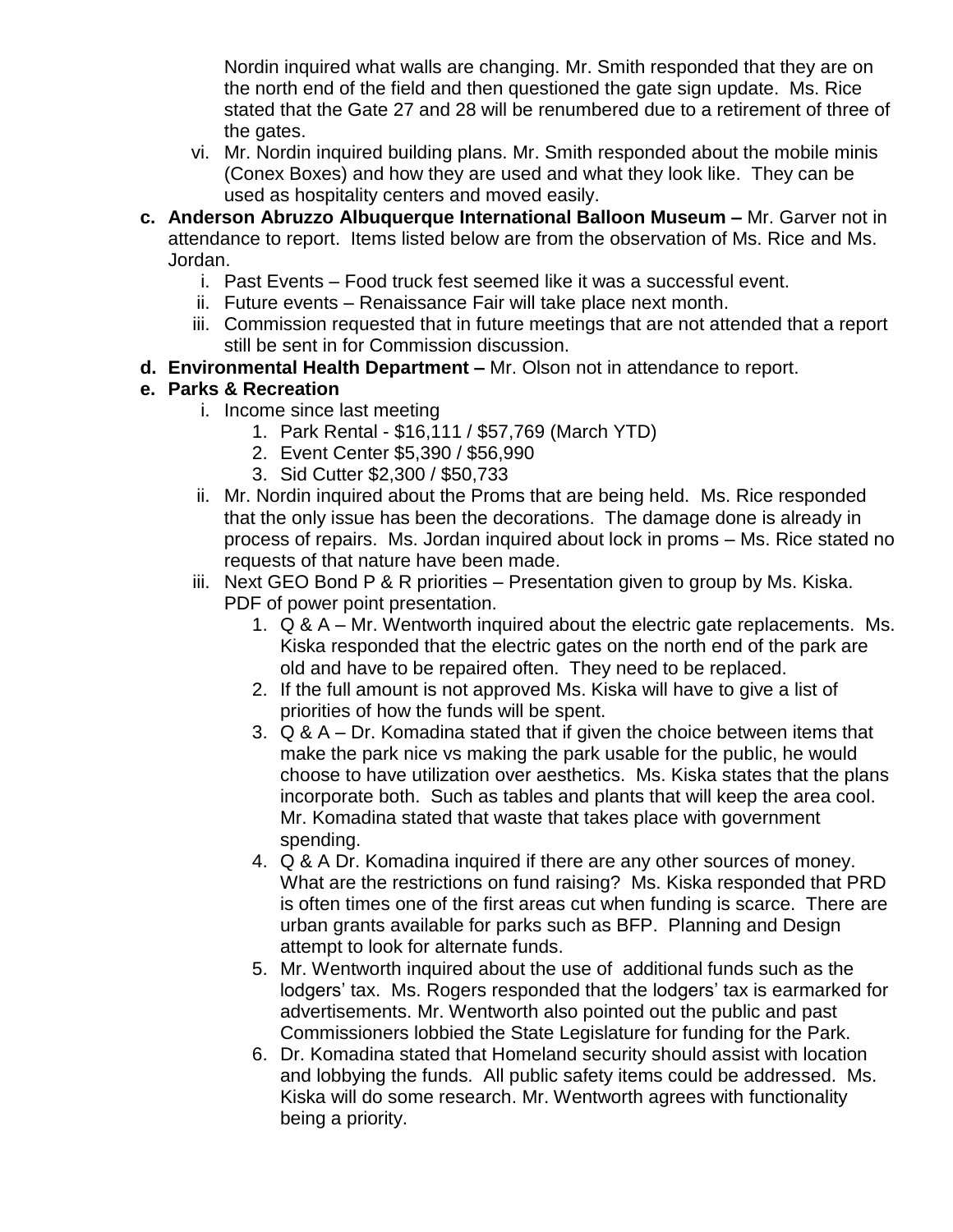Nordin inquired what walls are changing. Mr. Smith responded that they are on the north end of the field and then questioned the gate sign update. Ms. Rice stated that the Gate 27 and 28 will be renumbered due to a retirement of three of the gates.

   vi. Mr. Nordin inquired building plans. Mr. Smith responded about the mobile minis (Conex Boxes) and how they are used and what they look like. They can be used as hospitality centers and moved easily.

**c. Anderson Abruzzo Albuquerque International Balloon Museum –** Mr. Garver not in attendance to report. Items listed below are from the observation of Ms. Rice and Ms. Jordan.

   i. Past Events – Food truck fest seemed like it was a successful event.
   ii. Future events – Renaissance Fair will take place next month.
   iii. Commission requested that in future meetings that are not attended that a report still be sent in for Commission discussion.

**d. Environmental Health Department –** Mr. Olson not in attendance to report.

**e. Parks & Recreation**

   i. Income since last meeting
      1. Park Rental - $16,111 / $57,769 (March YTD)
      2. Event Center $5,390 / $56,990
      3. Sid Cutter $2,300 / $50,733
   ii. Mr. Nordin inquired about the Proms that are being held. Ms. Rice responded that the only issue has been the decorations. The damage done is already in process of repairs. Ms. Jordan inquired about lock in proms – Ms. Rice stated no requests of that nature have been made.
   iii. Next GEO Bond P & R priorities – Presentation given to group by Ms. Kiska. PDF of power point presentation.
      1. Q & A – Mr. Wentworth inquired about the electric gate replacements. Ms. Kiska responded that the electric gates on the north end of the park are old and have to be repaired often. They need to be replaced.
      2. If the full amount is not approved Ms. Kiska will have to give a list of priorities of how the funds will be spent.
      3. Q & A – Dr. Komadina stated that if given the choice between items that make the park nice vs making the park usable for the public, he would choose to have utilization over aesthetics. Ms. Kiska states that the plans incorporate both. Such as tables and plants that will keep the area cool. Mr. Komadina stated that waste that takes place with government spending.
      4. Q & A Dr. Komadina inquired if there are any other sources of money. What are the restrictions on fund raising? Ms. Kiska responded that PRD is often times one of the first areas cut when funding is scarce. There are urban grants available for parks such as BFP. Planning and Design attempt to look for alternate funds.
      5. Mr. Wentworth inquired about the use of additional funds such as the lodgers' tax. Ms. Rogers responded that the lodgers' tax is earmarked for advertisements. Mr. Wentworth also pointed out the public and past Commissioners lobbied the State Legislature for funding for the Park.
      6. Dr. Komadina stated that Homeland security should assist with location and lobbying the funds. All public safety items could be addressed. Ms. Kiska will do some research. Mr. Wentworth agrees with functionality being a priority.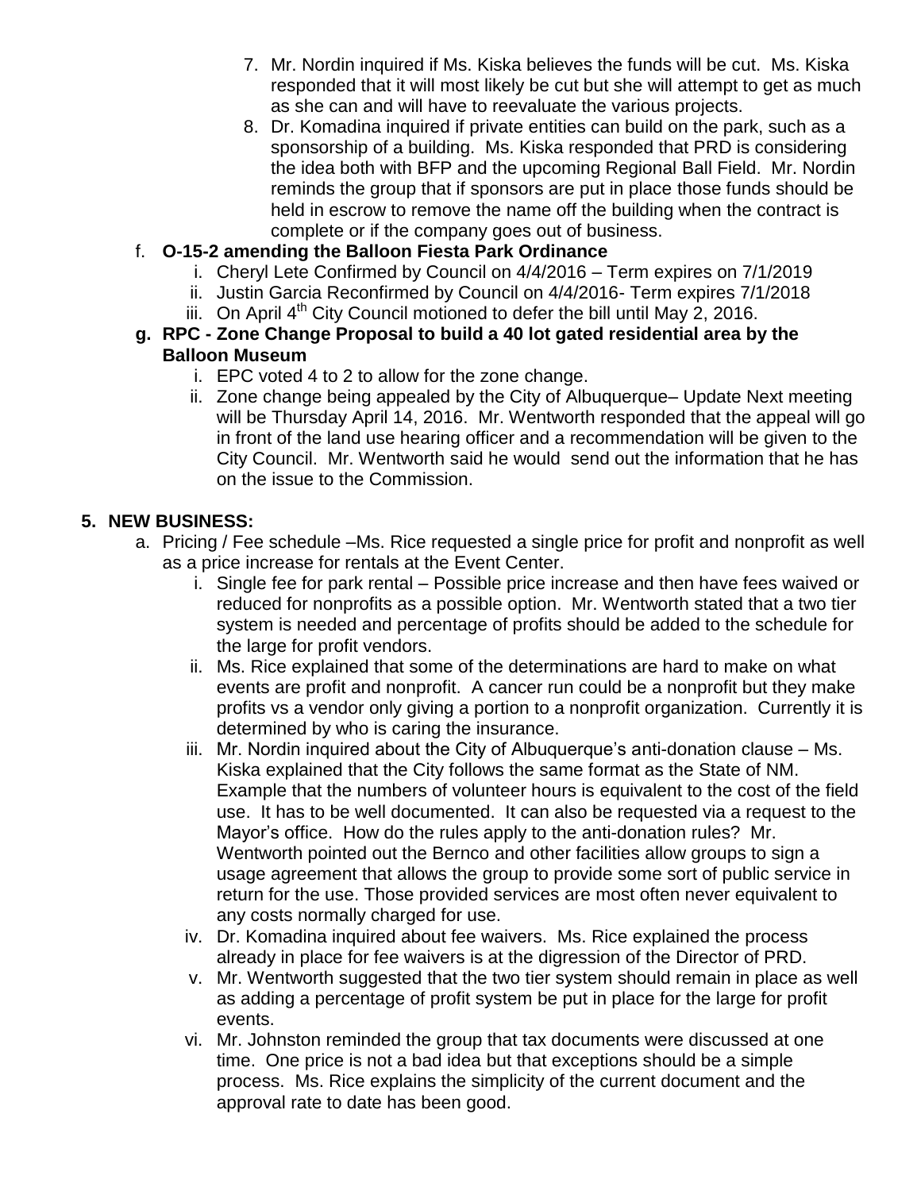7. Mr. Nordin inquired if Ms. Kiska believes the funds will be cut. Ms. Kiska responded that it will most likely be cut but she will attempt to get as much as she can and will have to reevaluate the various projects.
8. Dr. Komadina inquired if private entities can build on the park, such as a sponsorship of a building. Ms. Kiska responded that PRD is considering the idea both with BFP and the upcoming Regional Ball Field. Mr. Nordin reminds the group that if sponsors are put in place those funds should be held in escrow to remove the name off the building when the contract is complete or if the company goes out of business.

f. **O-15-2 amending the Balloon Fiesta Park Ordinance**
   i. Cheryl Lete Confirmed by Council on 4/4/2016 – Term expires on 7/1/2019
   ii. Justin Garcia Reconfirmed by Council on 4/4/2016- Term expires 7/1/2018
   iii. On April 4th City Council motioned to defer the bill until May 2, 2016.

g. **RPC - Zone Change Proposal to build a 40 lot gated residential area by the Balloon Museum**
   i. EPC voted 4 to 2 to allow for the zone change.
   ii. Zone change being appealed by the City of Albuquerque– Update Next meeting will be Thursday April 14, 2016. Mr. Wentworth responded that the appeal will go in front of the land use hearing officer and a recommendation will be given to the City Council. Mr. Wentworth said he would send out the information that he has on the issue to the Commission.

## 5. NEW BUSINESS:

a. Pricing / Fee schedule –Ms. Rice requested a single price for profit and nonprofit as well as a price increase for rentals at the Event Center.
   i. Single fee for park rental – Possible price increase and then have fees waived or reduced for nonprofits as a possible option. Mr. Wentworth stated that a two tier system is needed and percentage of profits should be added to the schedule for the large for profit vendors.
   ii. Ms. Rice explained that some of the determinations are hard to make on what events are profit and nonprofit. A cancer run could be a nonprofit but they make profits vs a vendor only giving a portion to a nonprofit organization. Currently it is determined by who is caring the insurance.
   iii. Mr. Nordin inquired about the City of Albuquerque's anti-donation clause – Ms. Kiska explained that the City follows the same format as the State of NM. Example that the numbers of volunteer hours is equivalent to the cost of the field use. It has to be well documented. It can also be requested via a request to the Mayor's office. How do the rules apply to the anti-donation rules? Mr. Wentworth pointed out the Bernco and other facilities allow groups to sign a usage agreement that allows the group to provide some sort of public service in return for the use. Those provided services are most often never equivalent to any costs normally charged for use.
   iv. Dr. Komadina inquired about fee waivers. Ms. Rice explained the process already in place for fee waivers is at the digression of the Director of PRD.
   v. Mr. Wentworth suggested that the two tier system should remain in place as well as adding a percentage of profit system be put in place for the large for profit events.
   vi. Mr. Johnston reminded the group that tax documents were discussed at one time. One price is not a bad idea but that exceptions should be a simple process. Ms. Rice explains the simplicity of the current document and the approval rate to date has been good.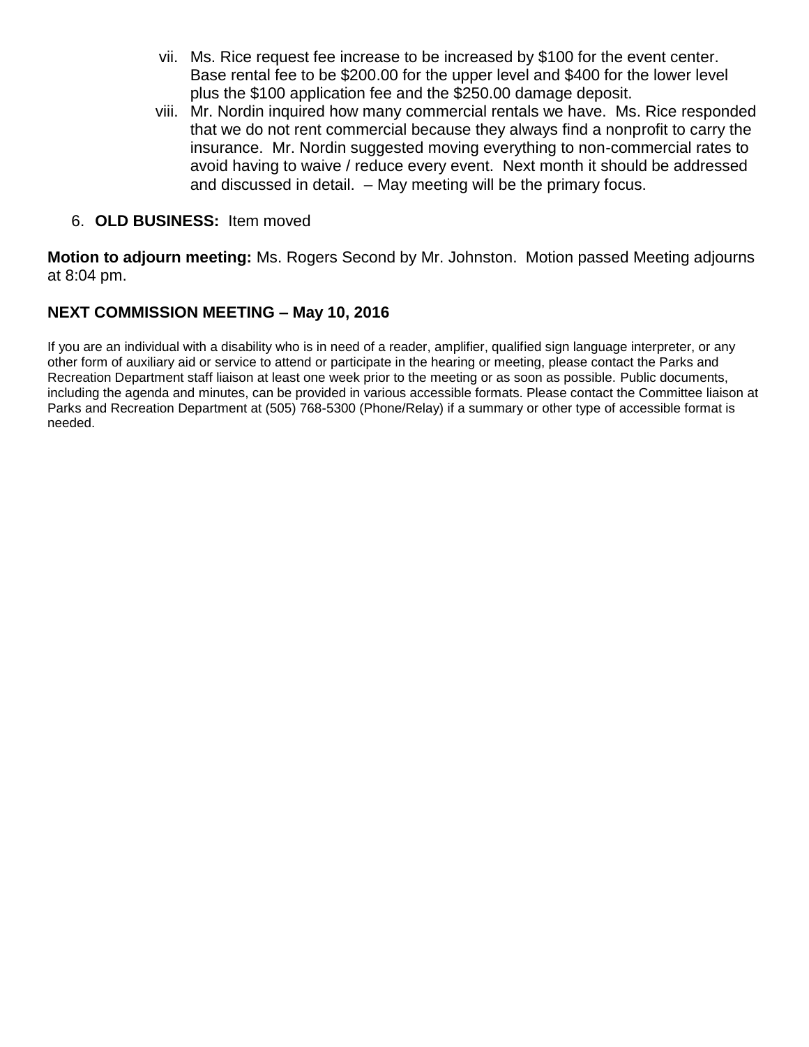vii. Ms. Rice request fee increase to be increased by $100 for the event center. Base rental fee to be $200.00 for the upper level and $400 for the lower level plus the $100 application fee and the $250.00 damage deposit.

viii. Mr. Nordin inquired how many commercial rentals we have. Ms. Rice responded that we do not rent commercial because they always find a nonprofit to carry the insurance. Mr. Nordin suggested moving everything to non-commercial rates to avoid having to waive / reduce every event. Next month it should be addressed and discussed in detail. – May meeting will be the primary focus.

6. **OLD BUSINESS:** Item moved

**Motion to adjourn meeting:** Ms. Rogers Second by Mr. Johnston. Motion passed Meeting adjourns at 8:04 pm.

**NEXT COMMISSION MEETING – May 10, 2016**

If you are an individual with a disability who is in need of a reader, amplifier, qualified sign language interpreter, or any other form of auxiliary aid or service to attend or participate in the hearing or meeting, please contact the Parks and Recreation Department staff liaison at least one week prior to the meeting or as soon as possible. Public documents, including the agenda and minutes, can be provided in various accessible formats. Please contact the Committee liaison at Parks and Recreation Department at (505) 768-5300 (Phone/Relay) if a summary or other type of accessible format is needed.